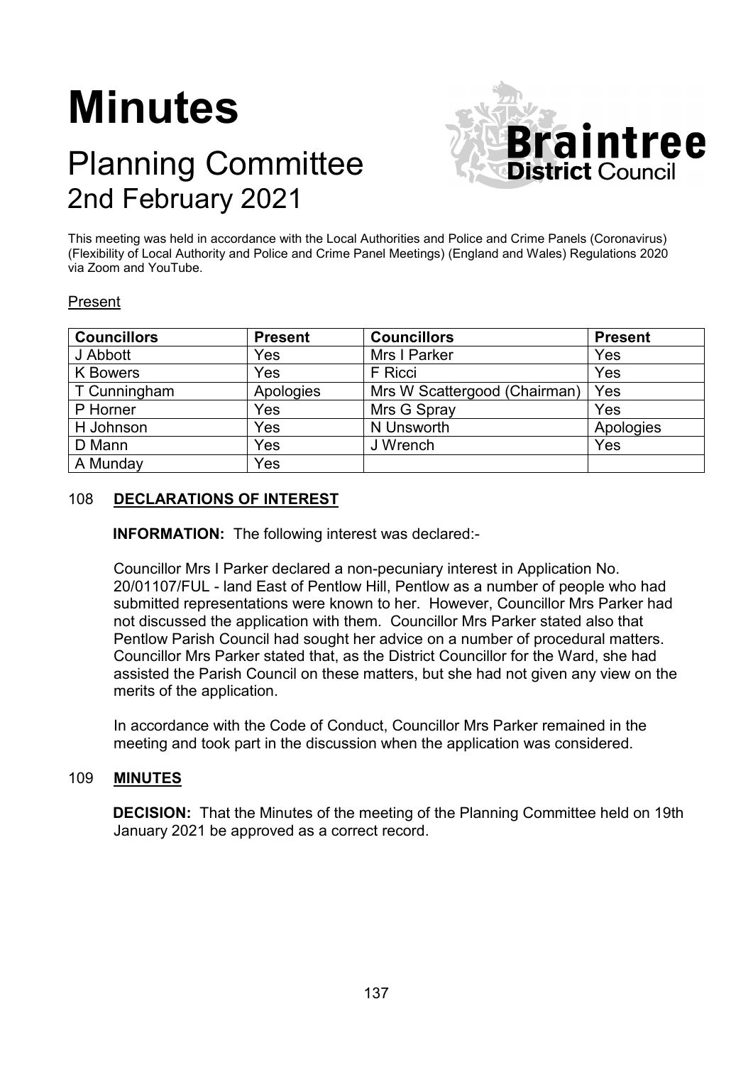# Minutes

## Planning Committee

## 2nd February 2021

This meeting was held in accordance with the Local Authorities and Police and Crime Panels (Coronavirus) (Flexibility of Local Authority and Police and Crime Panel Meetings) (England and Wales) Regulations 2020 via Zoom and YouTube.

Present

| Councillors | Present | Councillors | Present |
|---|---|---|---|
| J Abbott | Yes | Mrs I Parker | Yes |
| K Bowers | Yes | F Ricci | Yes |
| T Cunningham | Apologies | Mrs W Scattergood (Chairman) | Yes |
| P Horner | Yes | Mrs G Spray | Yes |
| H Johnson | Yes | N Unsworth | Apologies |
| D Mann | Yes | J Wrench | Yes |
| A Munday | Yes | | |

### 108 DECLARATIONS OF INTEREST

**INFORMATION:** The following interest was declared:-

Councillor Mrs I Parker declared a non-pecuniary interest in Application No. 20/01107/FUL - land East of Pentlow Hill, Pentlow as a number of people who had submitted representations were known to her. However, Councillor Mrs Parker had not discussed the application with them. Councillor Mrs Parker stated also that Pentlow Parish Council had sought her advice on a number of procedural matters. Councillor Mrs Parker stated that, as the District Councillor for the Ward, she had assisted the Parish Council on these matters, but she had not given any view on the merits of the application.

In accordance with the Code of Conduct, Councillor Mrs Parker remained in the meeting and took part in the discussion when the application was considered.

### 109 MINUTES

**DECISION:** That the Minutes of the meeting of the Planning Committee held on 19th January 2021 be approved as a correct record.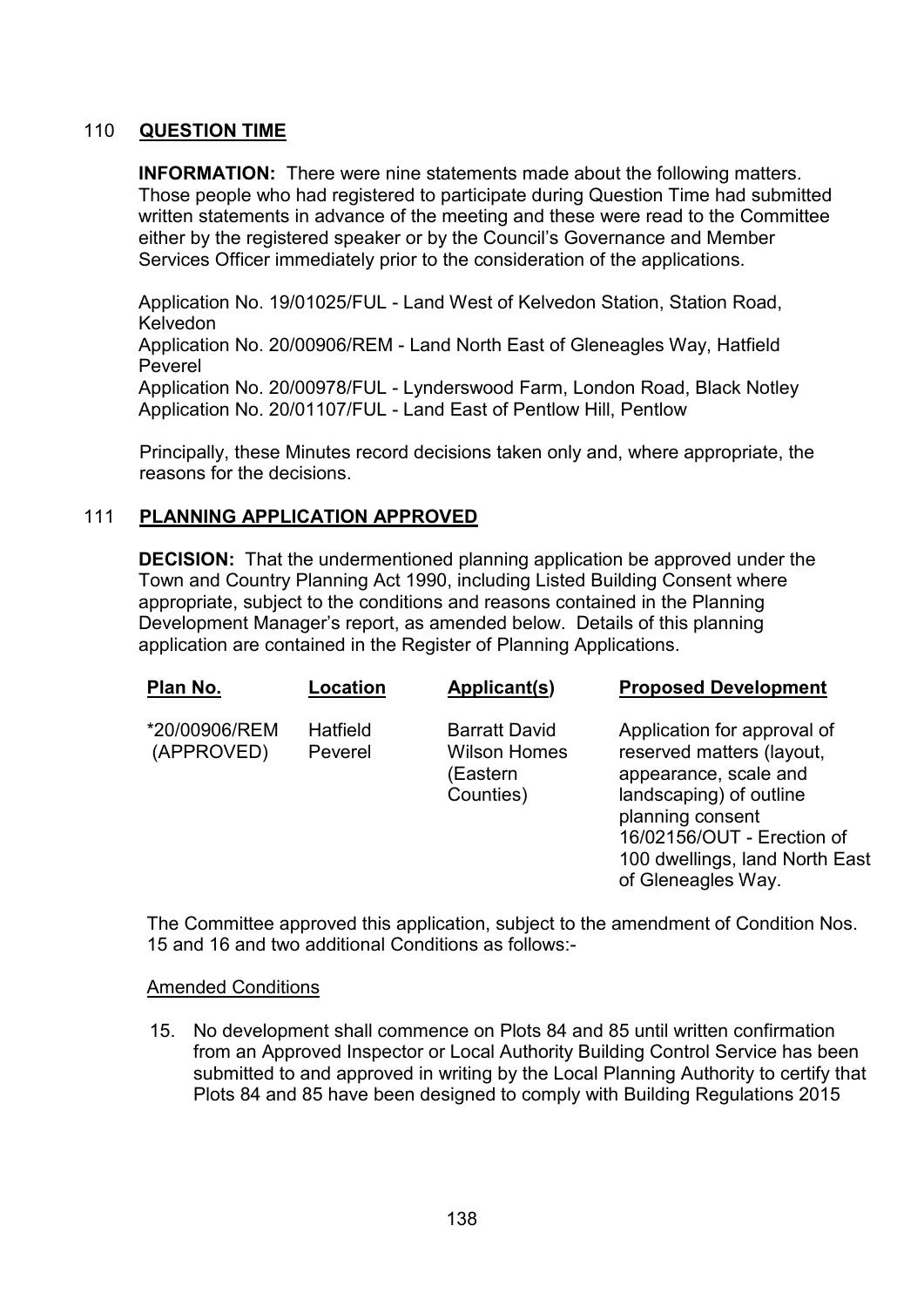## 110 QUESTION TIME

**INFORMATION:** There were nine statements made about the following matters. Those people who had registered to participate during Question Time had submitted written statements in advance of the meeting and these were read to the Committee either by the registered speaker or by the Council's Governance and Member Services Officer immediately prior to the consideration of the applications.

Application No. 19/01025/FUL - Land West of Kelvedon Station, Station Road, Kelvedon
Application No. 20/00906/REM - Land North East of Gleneagles Way, Hatfield Peverel
Application No. 20/00978/FUL - Lynderswood Farm, London Road, Black Notley
Application No. 20/01107/FUL - Land East of Pentlow Hill, Pentlow

Principally, these Minutes record decisions taken only and, where appropriate, the reasons for the decisions.

## 111 PLANNING APPLICATION APPROVED

**DECISION:** That the undermentioned planning application be approved under the Town and Country Planning Act 1990, including Listed Building Consent where appropriate, subject to the conditions and reasons contained in the Planning Development Manager's report, as amended below. Details of this planning application are contained in the Register of Planning Applications.

| Plan No. | Location | Applicant(s) | Proposed Development |
|---|---|---|---|
| *20/00906/REM (APPROVED) | Hatfield Peverel | Barratt David Wilson Homes (Eastern Counties) | Application for approval of reserved matters (layout, appearance, scale and landscaping) of outline planning consent 16/02156/OUT - Erection of 100 dwellings, land North East of Gleneagles Way. |

The Committee approved this application, subject to the amendment of Condition Nos. 15 and 16 and two additional Conditions as follows:-

Amended Conditions

15. No development shall commence on Plots 84 and 85 until written confirmation from an Approved Inspector or Local Authority Building Control Service has been submitted to and approved in writing by the Local Planning Authority to certify that Plots 84 and 85 have been designed to comply with Building Regulations 2015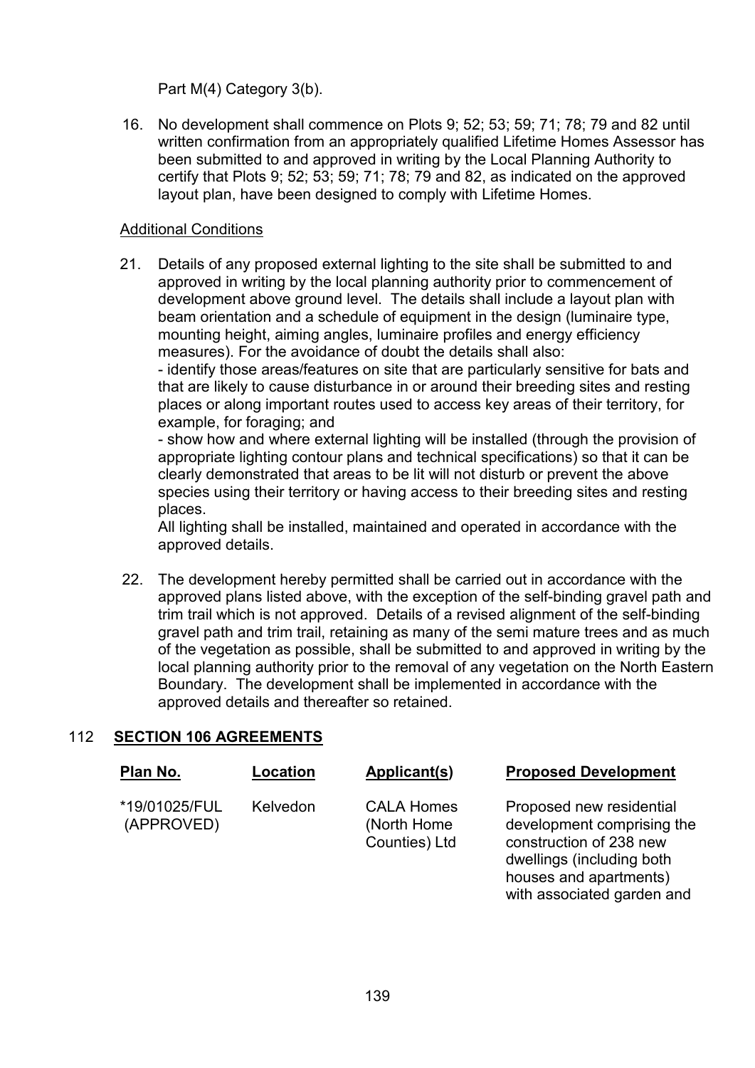Part M(4) Category 3(b).

16. No development shall commence on Plots 9; 52; 53; 59; 71; 78; 79 and 82 until written confirmation from an appropriately qualified Lifetime Homes Assessor has been submitted to and approved in writing by the Local Planning Authority to certify that Plots 9; 52; 53; 59; 71; 78; 79 and 82, as indicated on the approved layout plan, have been designed to comply with Lifetime Homes.

Additional Conditions

21. Details of any proposed external lighting to the site shall be submitted to and approved in writing by the local planning authority prior to commencement of development above ground level. The details shall include a layout plan with beam orientation and a schedule of equipment in the design (luminaire type, mounting height, aiming angles, luminaire profiles and energy efficiency measures). For the avoidance of doubt the details shall also:
    - identify those areas/features on site that are particularly sensitive for bats and that are likely to cause disturbance in or around their breeding sites and resting places or along important routes used to access key areas of their territory, for example, for foraging; and
    - show how and where external lighting will be installed (through the provision of appropriate lighting contour plans and technical specifications) so that it can be clearly demonstrated that areas to be lit will not disturb or prevent the above species using their territory or having access to their breeding sites and resting places.

    All lighting shall be installed, maintained and operated in accordance with the approved details.

22. The development hereby permitted shall be carried out in accordance with the approved plans listed above, with the exception of the self-binding gravel path and trim trail which is not approved. Details of a revised alignment of the self-binding gravel path and trim trail, retaining as many of the semi mature trees and as much of the vegetation as possible, shall be submitted to and approved in writing by the local planning authority prior to the removal of any vegetation on the North Eastern Boundary. The development shall be implemented in accordance with the approved details and thereafter so retained.

## 112 SECTION 106 AGREEMENTS

| Plan No. | Location | Applicant(s) | Proposed Development |
|---|---|---|---|
| *19/01025/FUL (APPROVED) | Kelvedon | CALA Homes (North Home Counties) Ltd | Proposed new residential development comprising the construction of 238 new dwellings (including both houses and apartments) with associated garden and |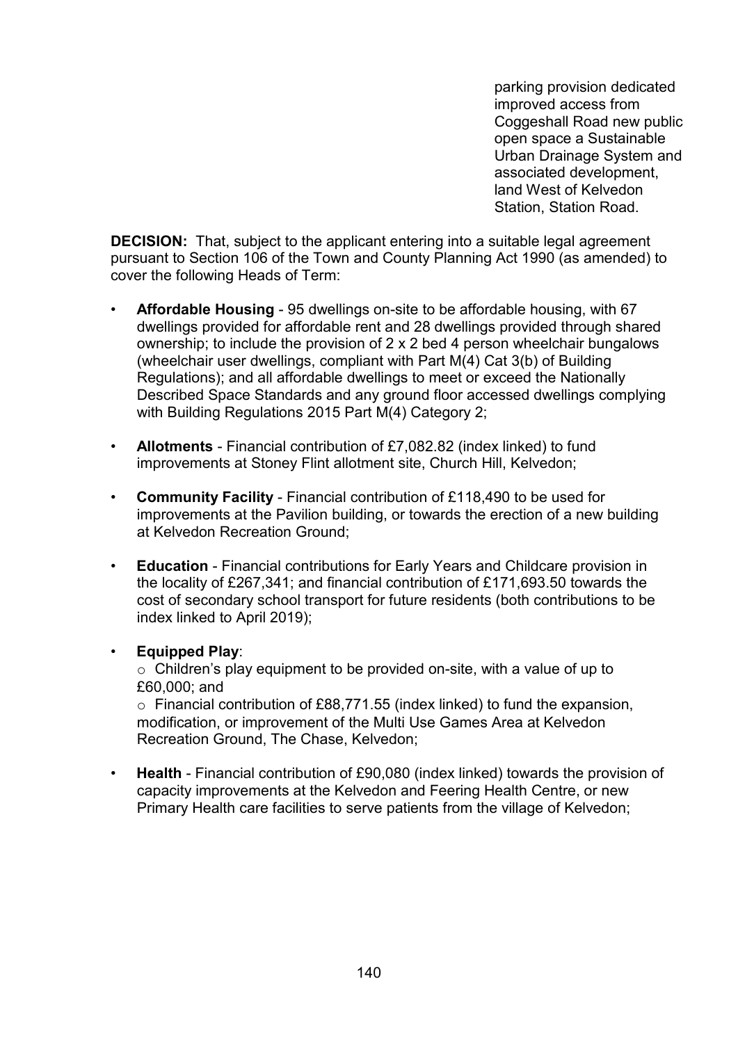parking provision dedicated improved access from Coggeshall Road new public open space a Sustainable Urban Drainage System and associated development, land West of Kelvedon Station, Station Road.

**DECISION:** That, subject to the applicant entering into a suitable legal agreement pursuant to Section 106 of the Town and County Planning Act 1990 (as amended) to cover the following Heads of Term:

- **Affordable Housing** - 95 dwellings on-site to be affordable housing, with 67 dwellings provided for affordable rent and 28 dwellings provided through shared ownership; to include the provision of 2 x 2 bed 4 person wheelchair bungalows (wheelchair user dwellings, compliant with Part M(4) Cat 3(b) of Building Regulations); and all affordable dwellings to meet or exceed the Nationally Described Space Standards and any ground floor accessed dwellings complying with Building Regulations 2015 Part M(4) Category 2;

- **Allotments** - Financial contribution of £7,082.82 (index linked) to fund improvements at Stoney Flint allotment site, Church Hill, Kelvedon;

- **Community Facility** - Financial contribution of £118,490 to be used for improvements at the Pavilion building, or towards the erection of a new building at Kelvedon Recreation Ground;

- **Education** - Financial contributions for Early Years and Childcare provision in the locality of £267,341; and financial contribution of £171,693.50 towards the cost of secondary school transport for future residents (both contributions to be index linked to April 2019);

- **Equipped Play**:
  - Children's play equipment to be provided on-site, with a value of up to £60,000; and
  - Financial contribution of £88,771.55 (index linked) to fund the expansion, modification, or improvement of the Multi Use Games Area at Kelvedon Recreation Ground, The Chase, Kelvedon;

- **Health** - Financial contribution of £90,080 (index linked) towards the provision of capacity improvements at the Kelvedon and Feering Health Centre, or new Primary Health care facilities to serve patients from the village of Kelvedon;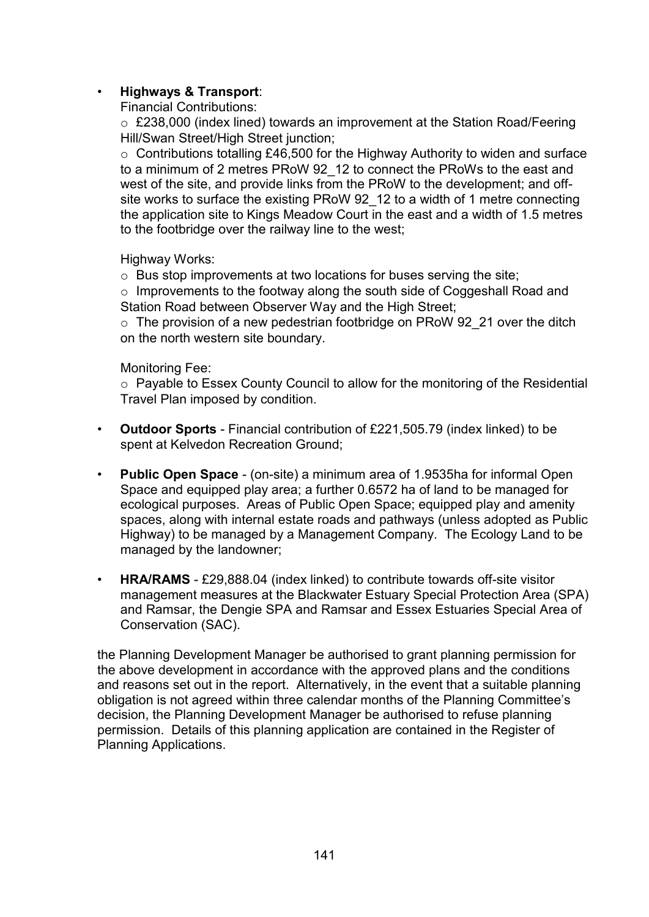- **Highways & Transport**:

  Financial Contributions:

  - £238,000 (index lined) towards an improvement at the Station Road/Feering Hill/Swan Street/High Street junction;
  - Contributions totalling £46,500 for the Highway Authority to widen and surface to a minimum of 2 metres PRoW 92_12 to connect the PRoWs to the east and west of the site, and provide links from the PRoW to the development; and off-site works to surface the existing PRoW 92_12 to a width of 1 metre connecting the application site to Kings Meadow Court in the east and a width of 1.5 metres to the footbridge over the railway line to the west;

  Highway Works:

  - Bus stop improvements at two locations for buses serving the site;
  - Improvements to the footway along the south side of Coggeshall Road and Station Road between Observer Way and the High Street;
  - The provision of a new pedestrian footbridge on PRoW 92_21 over the ditch on the north western site boundary.

  Monitoring Fee:

  - Payable to Essex County Council to allow for the monitoring of the Residential Travel Plan imposed by condition.

- **Outdoor Sports** - Financial contribution of £221,505.79 (index linked) to be spent at Kelvedon Recreation Ground;

- **Public Open Space** - (on-site) a minimum area of 1.9535ha for informal Open Space and equipped play area; a further 0.6572 ha of land to be managed for ecological purposes. Areas of Public Open Space; equipped play and amenity spaces, along with internal estate roads and pathways (unless adopted as Public Highway) to be managed by a Management Company. The Ecology Land to be managed by the landowner;

- **HRA/RAMS** - £29,888.04 (index linked) to contribute towards off-site visitor management measures at the Blackwater Estuary Special Protection Area (SPA) and Ramsar, the Dengie SPA and Ramsar and Essex Estuaries Special Area of Conservation (SAC).

the Planning Development Manager be authorised to grant planning permission for the above development in accordance with the approved plans and the conditions and reasons set out in the report. Alternatively, in the event that a suitable planning obligation is not agreed within three calendar months of the Planning Committee's decision, the Planning Development Manager be authorised to refuse planning permission. Details of this planning application are contained in the Register of Planning Applications.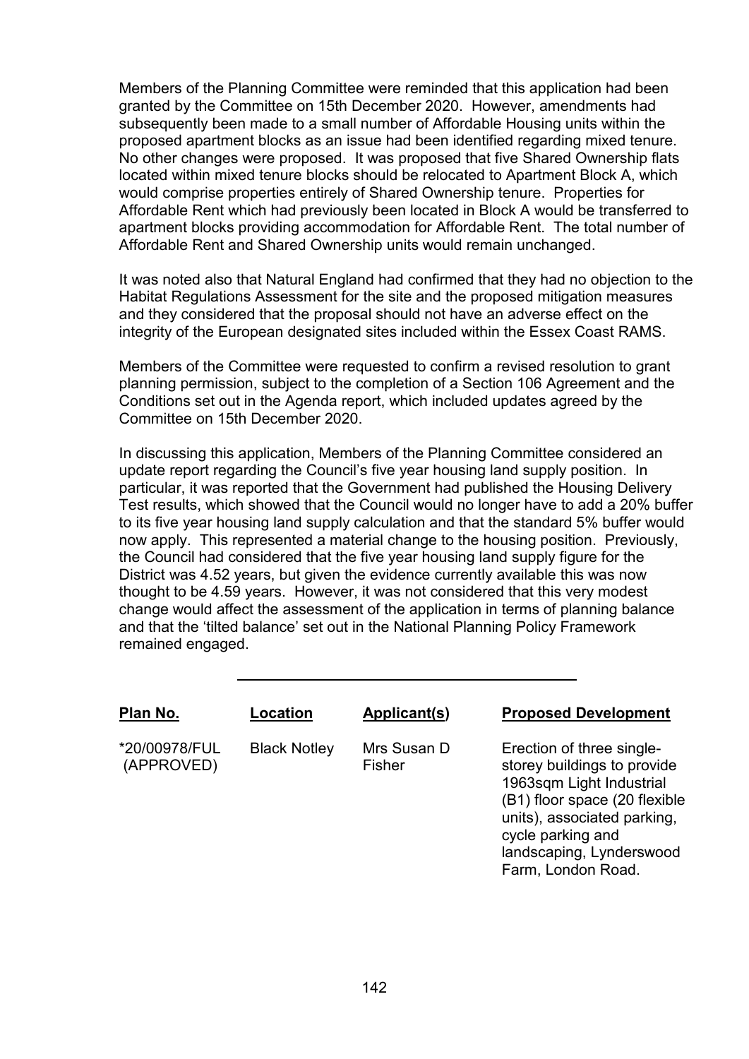Members of the Planning Committee were reminded that this application had been granted by the Committee on 15th December 2020. However, amendments had subsequently been made to a small number of Affordable Housing units within the proposed apartment blocks as an issue had been identified regarding mixed tenure. No other changes were proposed. It was proposed that five Shared Ownership flats located within mixed tenure blocks should be relocated to Apartment Block A, which would comprise properties entirely of Shared Ownership tenure. Properties for Affordable Rent which had previously been located in Block A would be transferred to apartment blocks providing accommodation for Affordable Rent. The total number of Affordable Rent and Shared Ownership units would remain unchanged.

It was noted also that Natural England had confirmed that they had no objection to the Habitat Regulations Assessment for the site and the proposed mitigation measures and they considered that the proposal should not have an adverse effect on the integrity of the European designated sites included within the Essex Coast RAMS.

Members of the Committee were requested to confirm a revised resolution to grant planning permission, subject to the completion of a Section 106 Agreement and the Conditions set out in the Agenda report, which included updates agreed by the Committee on 15th December 2020.

In discussing this application, Members of the Planning Committee considered an update report regarding the Council's five year housing land supply position. In particular, it was reported that the Government had published the Housing Delivery Test results, which showed that the Council would no longer have to add a 20% buffer to its five year housing land supply calculation and that the standard 5% buffer would now apply. This represented a material change to the housing position. Previously, the Council had considered that the five year housing land supply figure for the District was 4.52 years, but given the evidence currently available this was now thought to be 4.59 years. However, it was not considered that this very modest change would affect the assessment of the application in terms of planning balance and that the 'tilted balance' set out in the National Planning Policy Framework remained engaged.

---

| **Plan No.** | **Location** | **Applicant(s)** | **Proposed Development** |
|---|---|---|---|
| *20/00978/FUL (APPROVED) | Black Notley | Mrs Susan D Fisher | Erection of three single-storey buildings to provide 1963sqm Light Industrial (B1) floor space (20 flexible units), associated parking, cycle parking and landscaping, Lynderswood Farm, London Road. |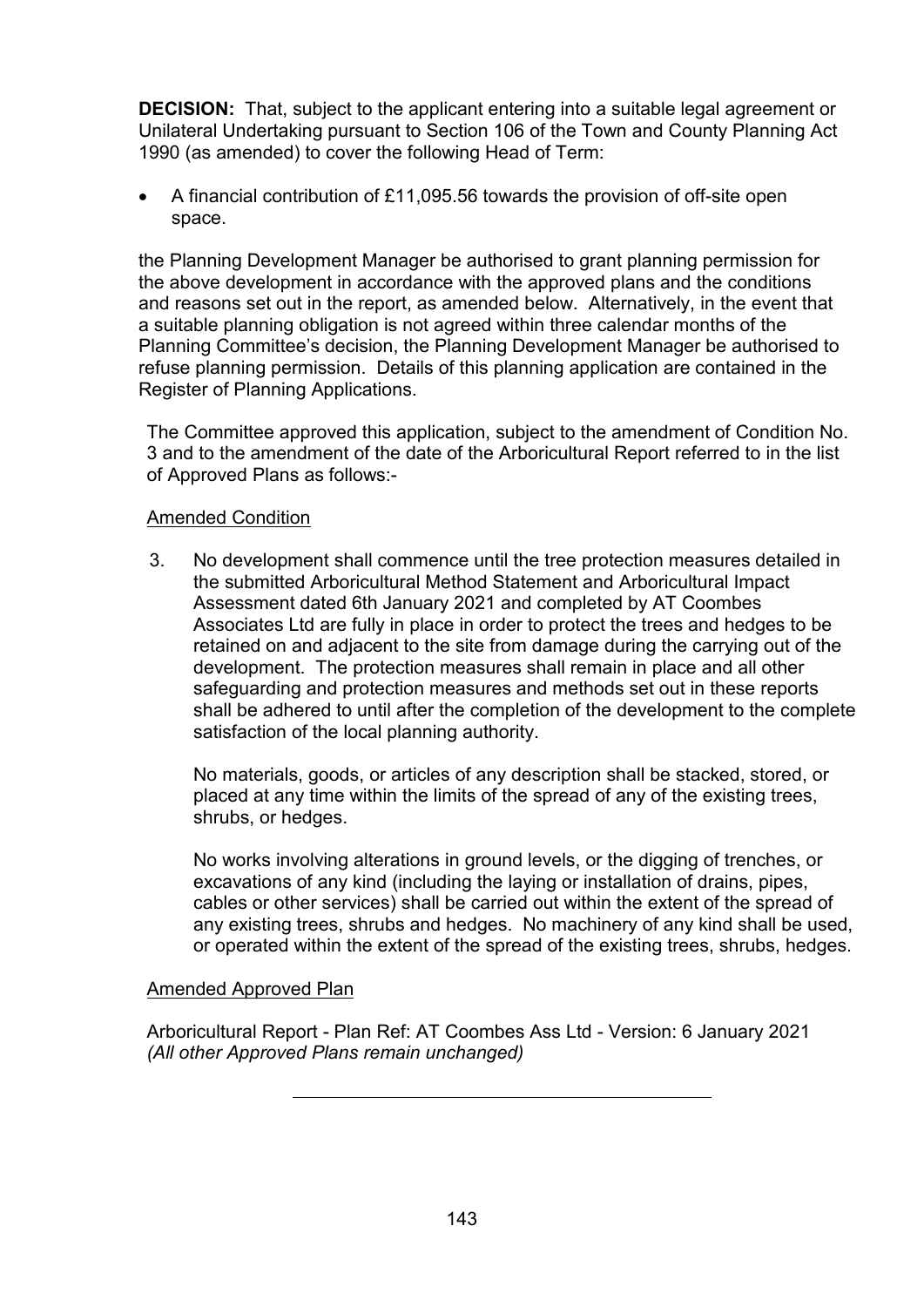**DECISION:** That, subject to the applicant entering into a suitable legal agreement or Unilateral Undertaking pursuant to Section 106 of the Town and County Planning Act 1990 (as amended) to cover the following Head of Term:

- A financial contribution of £11,095.56 towards the provision of off-site open space.

the Planning Development Manager be authorised to grant planning permission for the above development in accordance with the approved plans and the conditions and reasons set out in the report, as amended below. Alternatively, in the event that a suitable planning obligation is not agreed within three calendar months of the Planning Committee's decision, the Planning Development Manager be authorised to refuse planning permission. Details of this planning application are contained in the Register of Planning Applications.

The Committee approved this application, subject to the amendment of Condition No. 3 and to the amendment of the date of the Arboricultural Report referred to in the list of Approved Plans as follows:-

Amended Condition

3. No development shall commence until the tree protection measures detailed in the submitted Arboricultural Method Statement and Arboricultural Impact Assessment dated 6th January 2021 and completed by AT Coombes Associates Ltd are fully in place in order to protect the trees and hedges to be retained on and adjacent to the site from damage during the carrying out of the development. The protection measures shall remain in place and all other safeguarding and protection measures and methods set out in these reports shall be adhered to until after the completion of the development to the complete satisfaction of the local planning authority.

   No materials, goods, or articles of any description shall be stacked, stored, or placed at any time within the limits of the spread of any of the existing trees, shrubs, or hedges.

   No works involving alterations in ground levels, or the digging of trenches, or excavations of any kind (including the laying or installation of drains, pipes, cables or other services) shall be carried out within the extent of the spread of any existing trees, shrubs and hedges. No machinery of any kind shall be used, or operated within the extent of the spread of the existing trees, shrubs, hedges.

Amended Approved Plan

Arboricultural Report - Plan Ref: AT Coombes Ass Ltd - Version: 6 January 2021
*(All other Approved Plans remain unchanged)*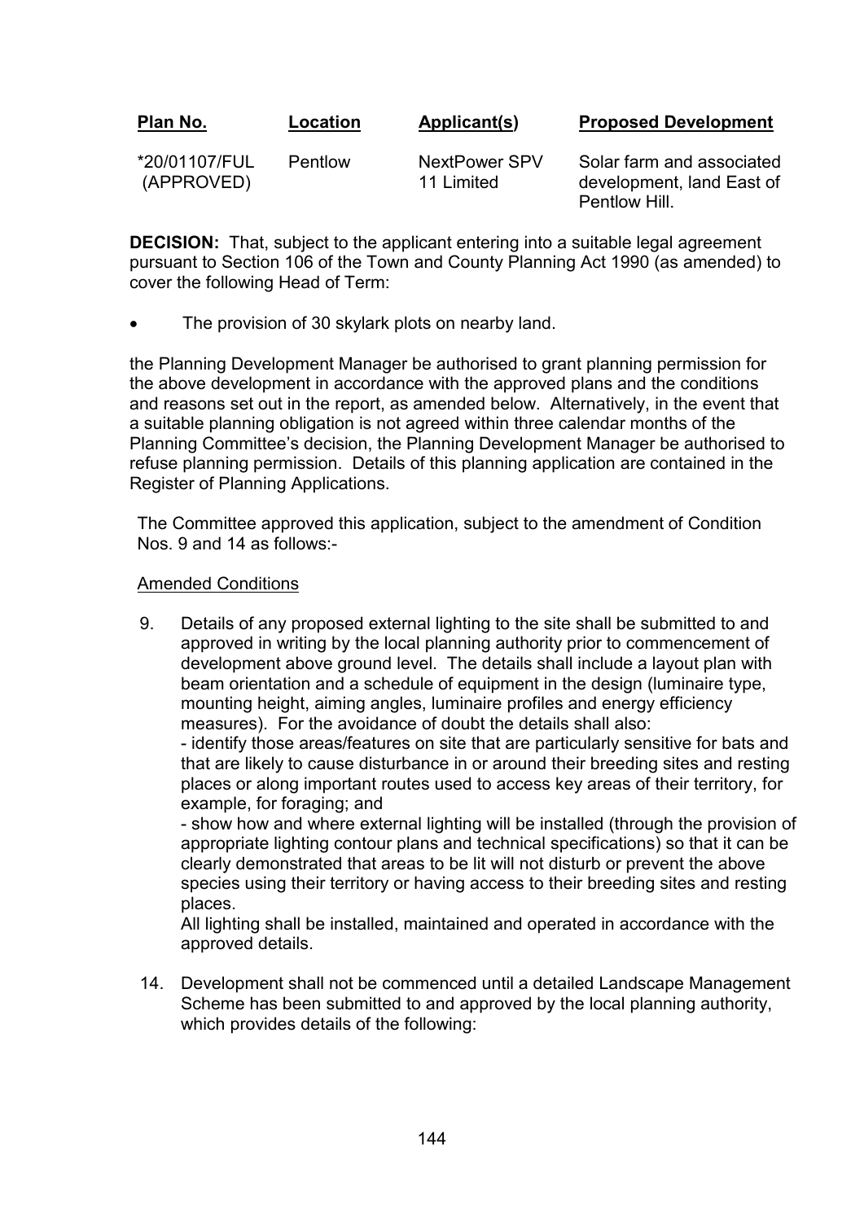| Plan No. | Location | Applicant(s) | Proposed Development |
|---|---|---|---|
| *20/01107/FUL (APPROVED) | Pentlow | NextPower SPV 11 Limited | Solar farm and associated development, land East of Pentlow Hill. |

**DECISION:** That, subject to the applicant entering into a suitable legal agreement pursuant to Section 106 of the Town and County Planning Act 1990 (as amended) to cover the following Head of Term:

- The provision of 30 skylark plots on nearby land.

the Planning Development Manager be authorised to grant planning permission for the above development in accordance with the approved plans and the conditions and reasons set out in the report, as amended below. Alternatively, in the event that a suitable planning obligation is not agreed within three calendar months of the Planning Committee's decision, the Planning Development Manager be authorised to refuse planning permission. Details of this planning application are contained in the Register of Planning Applications.

The Committee approved this application, subject to the amendment of Condition Nos. 9 and 14 as follows:-

Amended Conditions

9. Details of any proposed external lighting to the site shall be submitted to and approved in writing by the local planning authority prior to commencement of development above ground level. The details shall include a layout plan with beam orientation and a schedule of equipment in the design (luminaire type, mounting height, aiming angles, luminaire profiles and energy efficiency measures). For the avoidance of doubt the details shall also:
   - identify those areas/features on site that are particularly sensitive for bats and that are likely to cause disturbance in or around their breeding sites and resting places or along important routes used to access key areas of their territory, for example, for foraging; and
   - show how and where external lighting will be installed (through the provision of appropriate lighting contour plans and technical specifications) so that it can be clearly demonstrated that areas to be lit will not disturb or prevent the above species using their territory or having access to their breeding sites and resting places.

   All lighting shall be installed, maintained and operated in accordance with the approved details.

14. Development shall not be commenced until a detailed Landscape Management Scheme has been submitted to and approved by the local planning authority, which provides details of the following: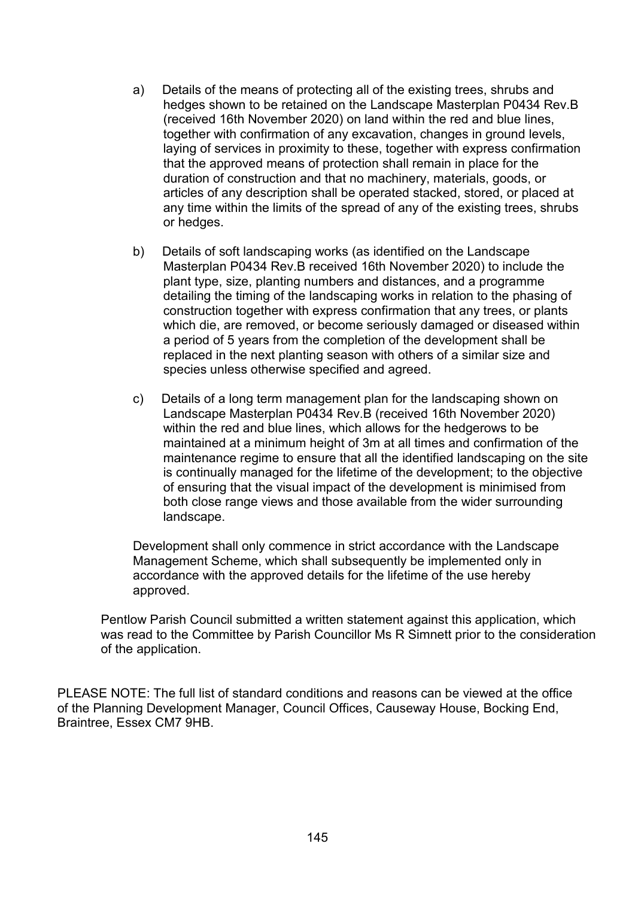a) Details of the means of protecting all of the existing trees, shrubs and hedges shown to be retained on the Landscape Masterplan P0434 Rev.B (received 16th November 2020) on land within the red and blue lines, together with confirmation of any excavation, changes in ground levels, laying of services in proximity to these, together with express confirmation that the approved means of protection shall remain in place for the duration of construction and that no machinery, materials, goods, or articles of any description shall be operated stacked, stored, or placed at any time within the limits of the spread of any of the existing trees, shrubs or hedges.

b) Details of soft landscaping works (as identified on the Landscape Masterplan P0434 Rev.B received 16th November 2020) to include the plant type, size, planting numbers and distances, and a programme detailing the timing of the landscaping works in relation to the phasing of construction together with express confirmation that any trees, or plants which die, are removed, or become seriously damaged or diseased within a period of 5 years from the completion of the development shall be replaced in the next planting season with others of a similar size and species unless otherwise specified and agreed.

c) Details of a long term management plan for the landscaping shown on Landscape Masterplan P0434 Rev.B (received 16th November 2020) within the red and blue lines, which allows for the hedgerows to be maintained at a minimum height of 3m at all times and confirmation of the maintenance regime to ensure that all the identified landscaping on the site is continually managed for the lifetime of the development; to the objective of ensuring that the visual impact of the development is minimised from both close range views and those available from the wider surrounding landscape.

Development shall only commence in strict accordance with the Landscape Management Scheme, which shall subsequently be implemented only in accordance with the approved details for the lifetime of the use hereby approved.

Pentlow Parish Council submitted a written statement against this application, which was read to the Committee by Parish Councillor Ms R Simnett prior to the consideration of the application.

PLEASE NOTE: The full list of standard conditions and reasons can be viewed at the office of the Planning Development Manager, Council Offices, Causeway House, Bocking End, Braintree, Essex CM7 9HB.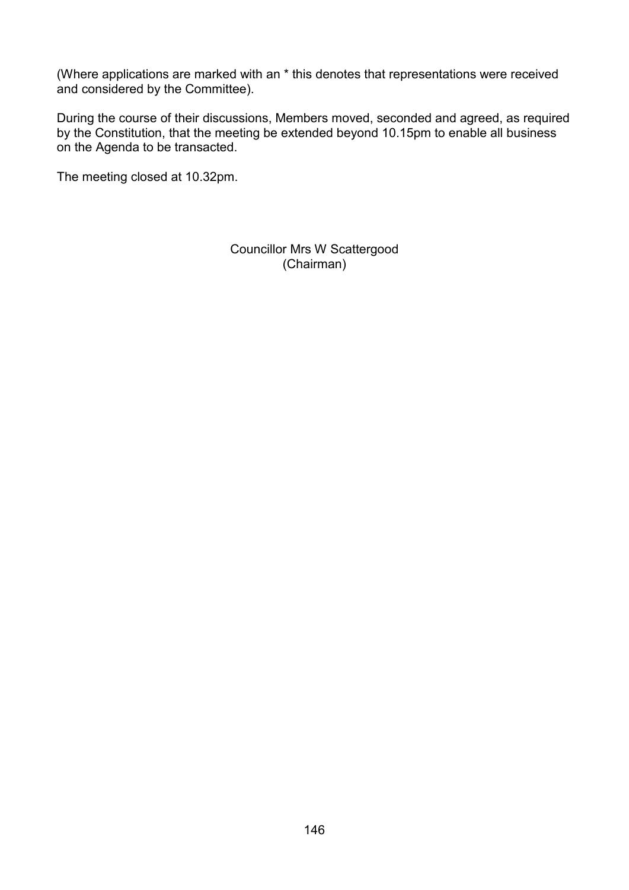(Where applications are marked with an * this denotes that representations were received and considered by the Committee).

During the course of their discussions, Members moved, seconded and agreed, as required by the Constitution, that the meeting be extended beyond 10.15pm to enable all business on the Agenda to be transacted.

The meeting closed at 10.32pm.

Councillor Mrs W Scattergood
(Chairman)